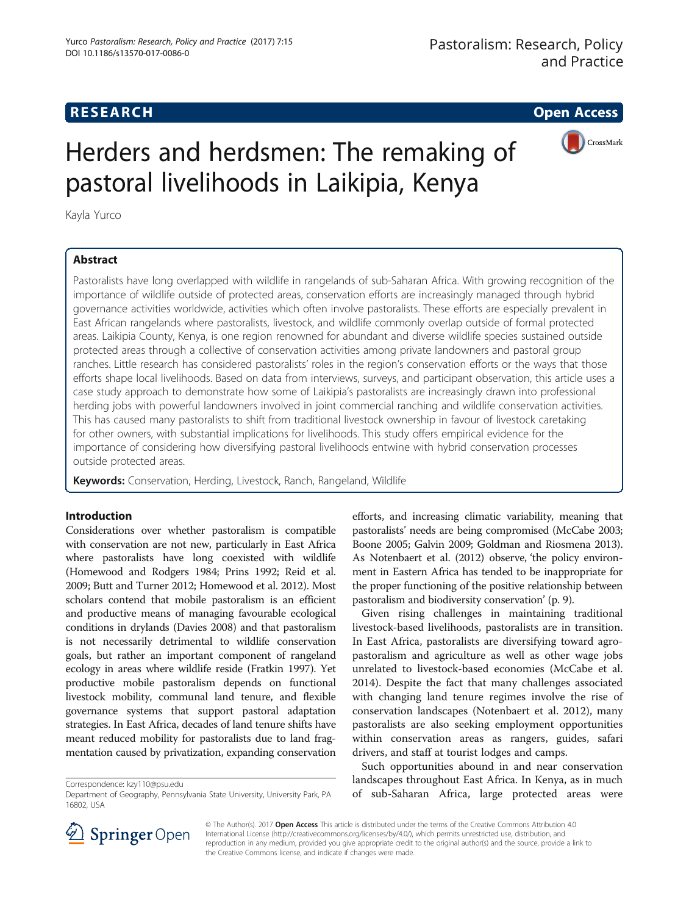**RESEARCH** **Open Access**

# Herders and herdsmen: The remaking of pastoral livelihoods in Laikipia, Kenya

Kayla Yurco

## Abstract

Pastoralists have long overlapped with wildlife in rangelands of sub-Saharan Africa. With growing recognition of the importance of wildlife outside of protected areas, conservation efforts are increasingly managed through hybrid governance activities worldwide, activities which often involve pastoralists. These efforts are especially prevalent in East African rangelands where pastoralists, livestock, and wildlife commonly overlap outside of formal protected areas. Laikipia County, Kenya, is one region renowned for abundant and diverse wildlife species sustained outside protected areas through a collective of conservation activities among private landowners and pastoral group ranches. Little research has considered pastoralists' roles in the region's conservation efforts or the ways that those efforts shape local livelihoods. Based on data from interviews, surveys, and participant observation, this article uses a case study approach to demonstrate how some of Laikipia's pastoralists are increasingly drawn into professional herding jobs with powerful landowners involved in joint commercial ranching and wildlife conservation activities. This has caused many pastoralists to shift from traditional livestock ownership in favour of livestock caretaking for other owners, with substantial implications for livelihoods. This study offers empirical evidence for the importance of considering how diversifying pastoral livelihoods entwine with hybrid conservation processes outside protected areas.

**Keywords:** Conservation, Herding, Livestock, Ranch, Rangeland, Wildlife

## Introduction

Considerations over whether pastoralism is compatible with conservation are not new, particularly in East Africa where pastoralists have long coexisted with wildlife (Homewood and Rodgers 1984; Prins 1992; Reid et al. 2009; Butt and Turner 2012; Homewood et al. 2012). Most scholars contend that mobile pastoralism is an efficient and productive means of managing favourable ecological conditions in drylands (Davies 2008) and that pastoralism is not necessarily detrimental to wildlife conservation goals, but rather an important component of rangeland ecology in areas where wildlife reside (Fratkin 1997). Yet productive mobile pastoralism depends on functional livestock mobility, communal land tenure, and flexible governance systems that support pastoral adaptation strategies. In East Africa, decades of land tenure shifts have meant reduced mobility for pastoralists due to land fragmentation caused by privatization, expanding conservation efforts, and increasing climatic variability, meaning that pastoralists' needs are being compromised (McCabe 2003; Boone 2005; Galvin 2009; Goldman and Riosmena 2013). As Notenbaert et al. (2012) observe, 'the policy environment in Eastern Africa has tended to be inappropriate for the proper functioning of the positive relationship between pastoralism and biodiversity conservation' (p. 9).

Given rising challenges in maintaining traditional livestock-based livelihoods, pastoralists are in transition. In East Africa, pastoralists are diversifying toward agro-pastoralism and agriculture as well as other wage jobs unrelated to livestock-based economies (McCabe et al. 2014). Despite the fact that many challenges associated with changing land tenure regimes involve the rise of conservation landscapes (Notenbaert et al. 2012), many pastoralists are also seeking employment opportunities within conservation areas as rangers, guides, safari drivers, and staff at tourist lodges and camps.

Such opportunities abound in and near conservation landscapes throughout East Africa. In Kenya, as in much of sub-Saharan Africa, large protected areas were

Correspondence: kzy110@psu.edu
Department of Geography, Pennsylvania State University, University Park, PA 16802, USA

© The Author(s). 2017 **Open Access** This article is distributed under the terms of the Creative Commons Attribution 4.0 International License (http://creativecommons.org/licenses/by/4.0/), which permits unrestricted use, distribution, and reproduction in any medium, provided you give appropriate credit to the original author(s) and the source, provide a link to the Creative Commons license, and indicate if changes were made.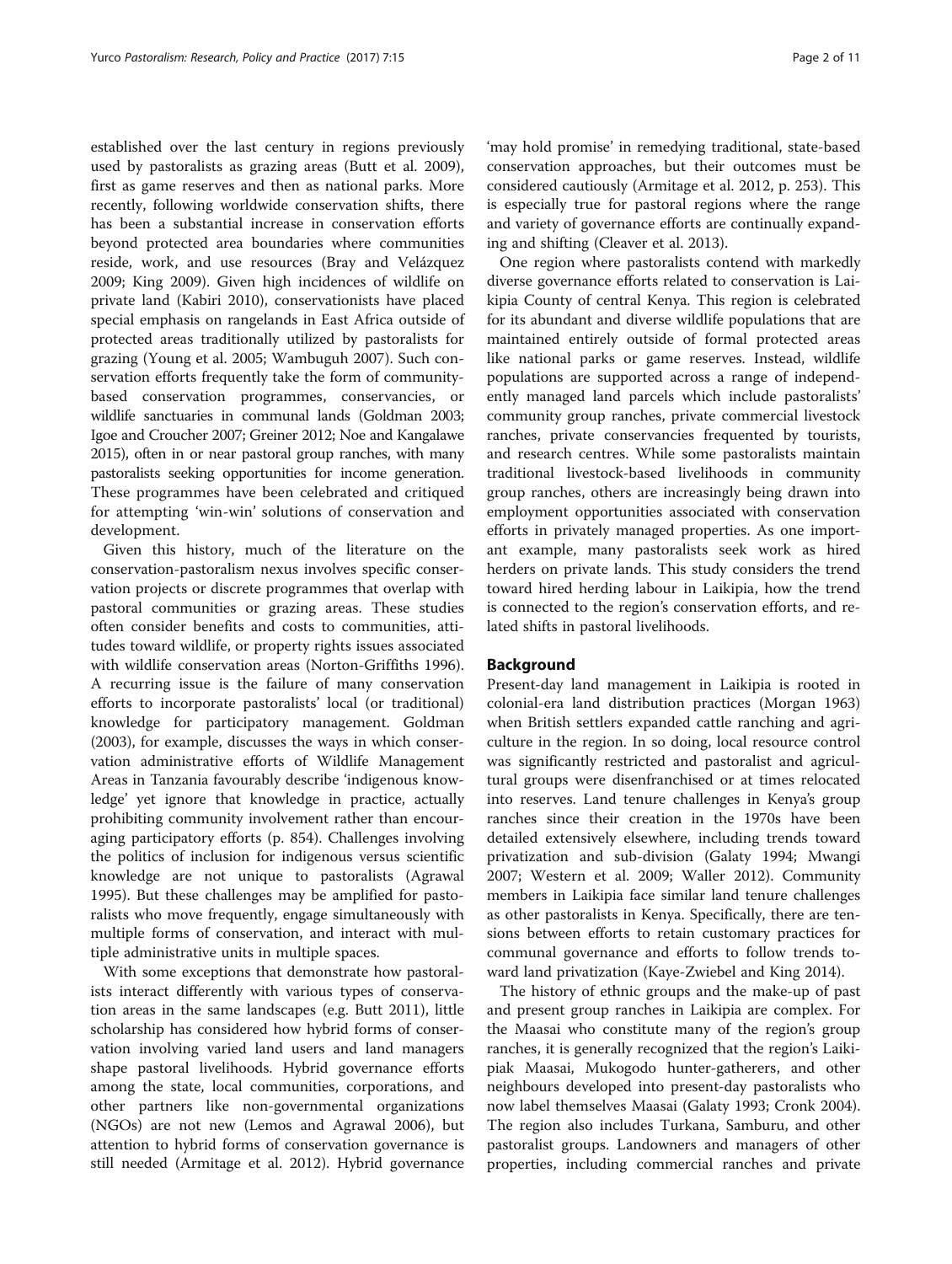established over the last century in regions previously used by pastoralists as grazing areas (Butt et al. 2009), first as game reserves and then as national parks. More recently, following worldwide conservation shifts, there has been a substantial increase in conservation efforts beyond protected area boundaries where communities reside, work, and use resources (Bray and Velázquez 2009; King 2009). Given high incidences of wildlife on private land (Kabiri 2010), conservationists have placed special emphasis on rangelands in East Africa outside of protected areas traditionally utilized by pastoralists for grazing (Young et al. 2005; Wambuguh 2007). Such conservation efforts frequently take the form of community-based conservation programmes, conservancies, or wildlife sanctuaries in communal lands (Goldman 2003; Igoe and Croucher 2007; Greiner 2012; Noe and Kangalawe 2015), often in or near pastoral group ranches, with many pastoralists seeking opportunities for income generation. These programmes have been celebrated and critiqued for attempting 'win-win' solutions of conservation and development.

Given this history, much of the literature on the conservation-pastoralism nexus involves specific conservation projects or discrete programmes that overlap with pastoral communities or grazing areas. These studies often consider benefits and costs to communities, attitudes toward wildlife, or property rights issues associated with wildlife conservation areas (Norton-Griffiths 1996). A recurring issue is the failure of many conservation efforts to incorporate pastoralists' local (or traditional) knowledge for participatory management. Goldman (2003), for example, discusses the ways in which conservation administrative efforts of Wildlife Management Areas in Tanzania favourably describe 'indigenous knowledge' yet ignore that knowledge in practice, actually prohibiting community involvement rather than encouraging participatory efforts (p. 854). Challenges involving the politics of inclusion for indigenous versus scientific knowledge are not unique to pastoralists (Agrawal 1995). But these challenges may be amplified for pastoralists who move frequently, engage simultaneously with multiple forms of conservation, and interact with multiple administrative units in multiple spaces.

With some exceptions that demonstrate how pastoralists interact differently with various types of conservation areas in the same landscapes (e.g. Butt 2011), little scholarship has considered how hybrid forms of conservation involving varied land users and land managers shape pastoral livelihoods. Hybrid governance efforts among the state, local communities, corporations, and other partners like non-governmental organizations (NGOs) are not new (Lemos and Agrawal 2006), but attention to hybrid forms of conservation governance is still needed (Armitage et al. 2012). Hybrid governance 'may hold promise' in remedying traditional, state-based conservation approaches, but their outcomes must be considered cautiously (Armitage et al. 2012, p. 253). This is especially true for pastoral regions where the range and variety of governance efforts are continually expanding and shifting (Cleaver et al. 2013).

One region where pastoralists contend with markedly diverse governance efforts related to conservation is Laikipia County of central Kenya. This region is celebrated for its abundant and diverse wildlife populations that are maintained entirely outside of formal protected areas like national parks or game reserves. Instead, wildlife populations are supported across a range of independently managed land parcels which include pastoralists' community group ranches, private commercial livestock ranches, private conservancies frequented by tourists, and research centres. While some pastoralists maintain traditional livestock-based livelihoods in community group ranches, others are increasingly being drawn into employment opportunities associated with conservation efforts in privately managed properties. As one important example, many pastoralists seek work as hired herders on private lands. This study considers the trend toward hired herding labour in Laikipia, how the trend is connected to the region's conservation efforts, and related shifts in pastoral livelihoods.

## Background

Present-day land management in Laikipia is rooted in colonial-era land distribution practices (Morgan 1963) when British settlers expanded cattle ranching and agriculture in the region. In so doing, local resource control was significantly restricted and pastoralist and agricultural groups were disenfranchised or at times relocated into reserves. Land tenure challenges in Kenya's group ranches since their creation in the 1970s have been detailed extensively elsewhere, including trends toward privatization and sub-division (Galaty 1994; Mwangi 2007; Western et al. 2009; Waller 2012). Community members in Laikipia face similar land tenure challenges as other pastoralists in Kenya. Specifically, there are tensions between efforts to retain customary practices for communal governance and efforts to follow trends toward land privatization (Kaye-Zwiebel and King 2014).

The history of ethnic groups and the make-up of past and present group ranches in Laikipia are complex. For the Maasai who constitute many of the region's group ranches, it is generally recognized that the region's Laikipiak Maasai, Mukogodo hunter-gatherers, and other neighbours developed into present-day pastoralists who now label themselves Maasai (Galaty 1993; Cronk 2004). The region also includes Turkana, Samburu, and other pastoralist groups. Landowners and managers of other properties, including commercial ranches and private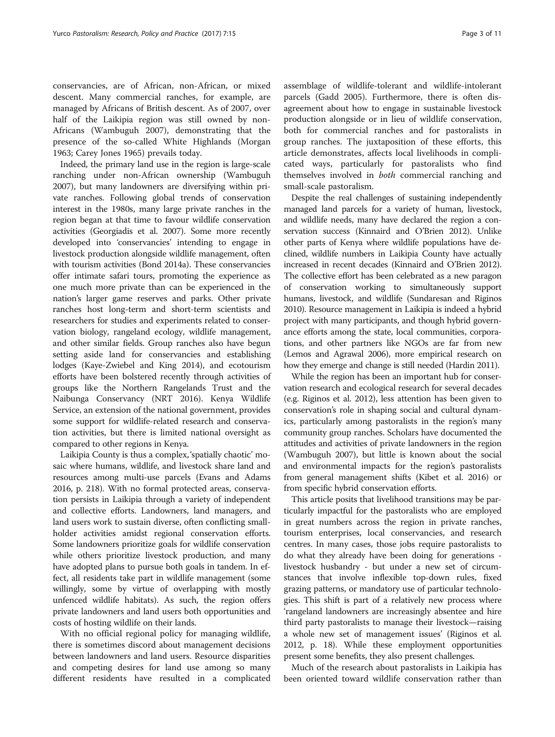conservancies, are of African, non-African, or mixed descent. Many commercial ranches, for example, are managed by Africans of British descent. As of 2007, over half of the Laikipia region was still owned by non-Africans (Wambuguh 2007), demonstrating that the presence of the so-called White Highlands (Morgan 1963; Carey Jones 1965) prevails today.

Indeed, the primary land use in the region is large-scale ranching under non-African ownership (Wambuguh 2007), but many landowners are diversifying within private ranches. Following global trends of conservation interest in the 1980s, many large private ranches in the region began at that time to favour wildlife conservation activities (Georgiadis et al. 2007). Some more recently developed into 'conservancies' intending to engage in livestock production alongside wildlife management, often with tourism activities (Bond 2014a). These conservancies offer intimate safari tours, promoting the experience as one much more private than can be experienced in the nation's larger game reserves and parks. Other private ranches host long-term and short-term scientists and researchers for studies and experiments related to conservation biology, rangeland ecology, wildlife management, and other similar fields. Group ranches also have begun setting aside land for conservancies and establishing lodges (Kaye-Zwiebel and King 2014), and ecotourism efforts have been bolstered recently through activities of groups like the Northern Rangelands Trust and the Naibunga Conservancy (NRT 2016). Kenya Wildlife Service, an extension of the national government, provides some support for wildlife-related research and conservation activities, but there is limited national oversight as compared to other regions in Kenya.

Laikipia County is thus a complex, 'spatially chaotic' mosaic where humans, wildlife, and livestock share land and resources among multi-use parcels (Evans and Adams 2016, p. 218). With no formal protected areas, conservation persists in Laikipia through a variety of independent and collective efforts. Landowners, land managers, and land users work to sustain diverse, often conflicting smallholder activities amidst regional conservation efforts. Some landowners prioritize goals for wildlife conservation while others prioritize livestock production, and many have adopted plans to pursue both goals in tandem. In effect, all residents take part in wildlife management (some willingly, some by virtue of overlapping with mostly unfenced wildlife habitats). As such, the region offers private landowners and land users both opportunities and costs of hosting wildlife on their lands.

With no official regional policy for managing wildlife, there is sometimes discord about management decisions between landowners and land users. Resource disparities and competing desires for land use among so many different residents have resulted in a complicated assemblage of wildlife-tolerant and wildlife-intolerant parcels (Gadd 2005). Furthermore, there is often disagreement about how to engage in sustainable livestock production alongside or in lieu of wildlife conservation, both for commercial ranches and for pastoralists in group ranches. The juxtaposition of these efforts, this article demonstrates, affects local livelihoods in complicated ways, particularly for pastoralists who find themselves involved in *both* commercial ranching and small-scale pastoralism.

Despite the real challenges of sustaining independently managed land parcels for a variety of human, livestock, and wildlife needs, many have declared the region a conservation success (Kinnaird and O'Brien 2012). Unlike other parts of Kenya where wildlife populations have declined, wildlife numbers in Laikipia County have actually increased in recent decades (Kinnaird and O'Brien 2012). The collective effort has been celebrated as a new paragon of conservation working to simultaneously support humans, livestock, and wildlife (Sundaresan and Riginos 2010). Resource management in Laikipia is indeed a hybrid project with many participants, and though hybrid governance efforts among the state, local communities, corporations, and other partners like NGOs are far from new (Lemos and Agrawal 2006), more empirical research on how they emerge and change is still needed (Hardin 2011).

While the region has been an important hub for conservation research and ecological research for several decades (e.g. Riginos et al. 2012), less attention has been given to conservation's role in shaping social and cultural dynamics, particularly among pastoralists in the region's many community group ranches. Scholars have documented the attitudes and activities of private landowners in the region (Wambuguh 2007), but little is known about the social and environmental impacts for the region's pastoralists from general management shifts (Kibet et al. 2016) or from specific hybrid conservation efforts.

This article posits that livelihood transitions may be particularly impactful for the pastoralists who are employed in great numbers across the region in private ranches, tourism enterprises, local conservancies, and research centres. In many cases, those jobs require pastoralists to do what they already have been doing for generations - livestock husbandry - but under a new set of circumstances that involve inflexible top-down rules, fixed grazing patterns, or mandatory use of particular technologies. This shift is part of a relatively new process where 'rangeland landowners are increasingly absentee and hire third party pastoralists to manage their livestock—raising a whole new set of management issues' (Riginos et al. 2012, p. 18). While these employment opportunities present some benefits, they also present challenges.

Much of the research about pastoralists in Laikipia has been oriented toward wildlife conservation rather than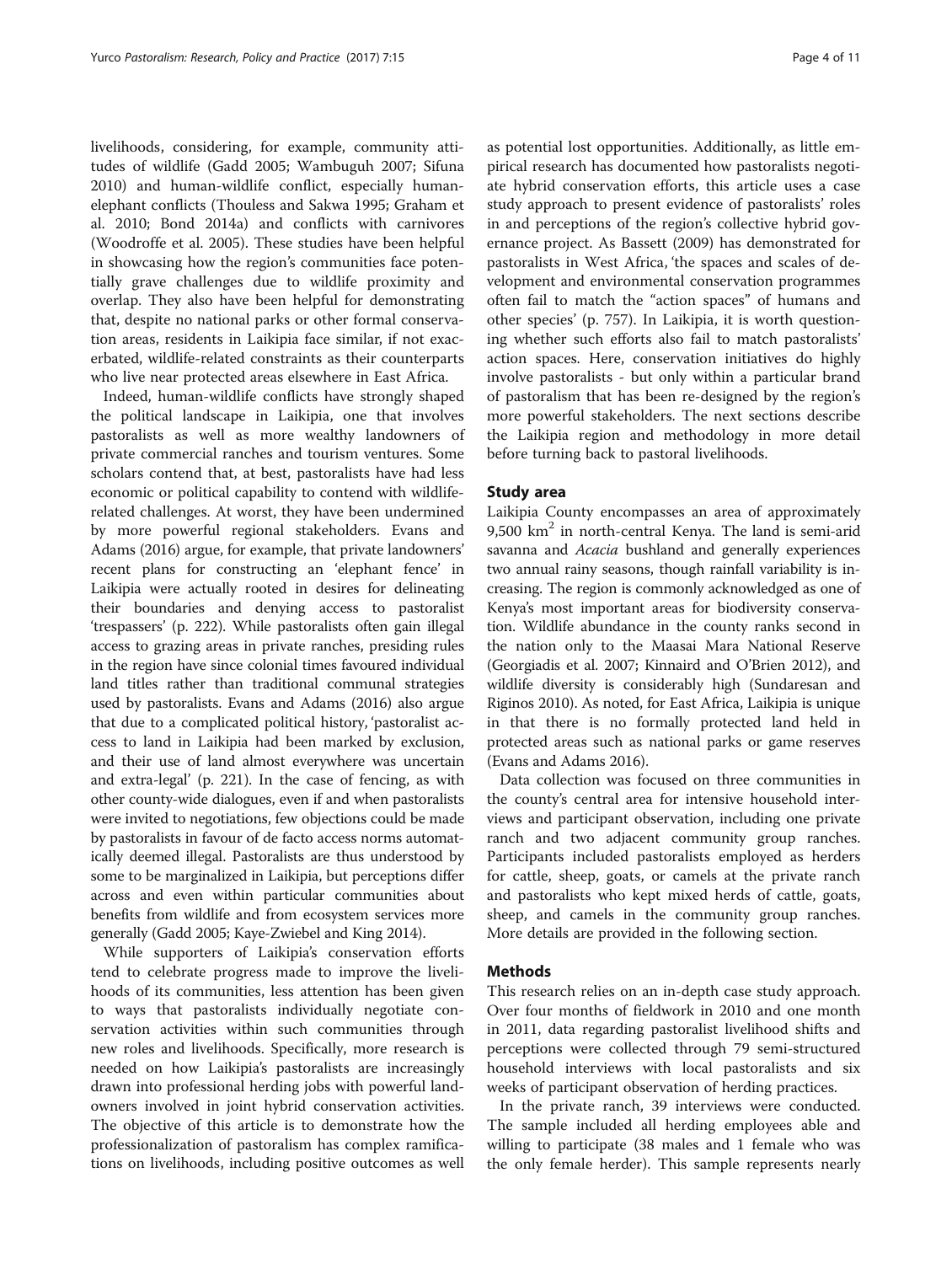livelihoods, considering, for example, community attitudes of wildlife (Gadd 2005; Wambuguh 2007; Sifuna 2010) and human-wildlife conflict, especially human-elephant conflicts (Thouless and Sakwa 1995; Graham et al. 2010; Bond 2014a) and conflicts with carnivores (Woodroffe et al. 2005). These studies have been helpful in showcasing how the region's communities face potentially grave challenges due to wildlife proximity and overlap. They also have been helpful for demonstrating that, despite no national parks or other formal conservation areas, residents in Laikipia face similar, if not exacerbated, wildlife-related constraints as their counterparts who live near protected areas elsewhere in East Africa.

Indeed, human-wildlife conflicts have strongly shaped the political landscape in Laikipia, one that involves pastoralists as well as more wealthy landowners of private commercial ranches and tourism ventures. Some scholars contend that, at best, pastoralists have had less economic or political capability to contend with wildlife-related challenges. At worst, they have been undermined by more powerful regional stakeholders. Evans and Adams (2016) argue, for example, that private landowners' recent plans for constructing an 'elephant fence' in Laikipia were actually rooted in desires for delineating their boundaries and denying access to pastoralist 'trespassers' (p. 222). While pastoralists often gain illegal access to grazing areas in private ranches, presiding rules in the region have since colonial times favoured individual land titles rather than traditional communal strategies used by pastoralists. Evans and Adams (2016) also argue that due to a complicated political history, 'pastoralist access to land in Laikipia had been marked by exclusion, and their use of land almost everywhere was uncertain and extra-legal' (p. 221). In the case of fencing, as with other county-wide dialogues, even if and when pastoralists were invited to negotiations, few objections could be made by pastoralists in favour of de facto access norms automatically deemed illegal. Pastoralists are thus understood by some to be marginalized in Laikipia, but perceptions differ across and even within particular communities about benefits from wildlife and from ecosystem services more generally (Gadd 2005; Kaye-Zwiebel and King 2014).

While supporters of Laikipia's conservation efforts tend to celebrate progress made to improve the livelihoods of its communities, less attention has been given to ways that pastoralists individually negotiate conservation activities within such communities through new roles and livelihoods. Specifically, more research is needed on how Laikipia's pastoralists are increasingly drawn into professional herding jobs with powerful landowners involved in joint hybrid conservation activities. The objective of this article is to demonstrate how the professionalization of pastoralism has complex ramifications on livelihoods, including positive outcomes as well as potential lost opportunities. Additionally, as little empirical research has documented how pastoralists negotiate hybrid conservation efforts, this article uses a case study approach to present evidence of pastoralists' roles in and perceptions of the region's collective hybrid governance project. As Bassett (2009) has demonstrated for pastoralists in West Africa, 'the spaces and scales of development and environmental conservation programmes often fail to match the "action spaces" of humans and other species' (p. 757). In Laikipia, it is worth questioning whether such efforts also fail to match pastoralists' action spaces. Here, conservation initiatives do highly involve pastoralists - but only within a particular brand of pastoralism that has been re-designed by the region's more powerful stakeholders. The next sections describe the Laikipia region and methodology in more detail before turning back to pastoral livelihoods.

## Study area

Laikipia County encompasses an area of approximately 9,500 km$^2$ in north-central Kenya. The land is semi-arid savanna and *Acacia* bushland and generally experiences two annual rainy seasons, though rainfall variability is increasing. The region is commonly acknowledged as one of Kenya's most important areas for biodiversity conservation. Wildlife abundance in the county ranks second in the nation only to the Maasai Mara National Reserve (Georgiadis et al. 2007; Kinnaird and O'Brien 2012), and wildlife diversity is considerably high (Sundaresan and Riginos 2010). As noted, for East Africa, Laikipia is unique in that there is no formally protected land held in protected areas such as national parks or game reserves (Evans and Adams 2016).

Data collection was focused on three communities in the county's central area for intensive household interviews and participant observation, including one private ranch and two adjacent community group ranches. Participants included pastoralists employed as herders for cattle, sheep, goats, or camels at the private ranch and pastoralists who kept mixed herds of cattle, goats, sheep, and camels in the community group ranches. More details are provided in the following section.

## Methods

This research relies on an in-depth case study approach. Over four months of fieldwork in 2010 and one month in 2011, data regarding pastoralist livelihood shifts and perceptions were collected through 79 semi-structured household interviews with local pastoralists and six weeks of participant observation of herding practices.

In the private ranch, 39 interviews were conducted. The sample included all herding employees able and willing to participate (38 males and 1 female who was the only female herder). This sample represents nearly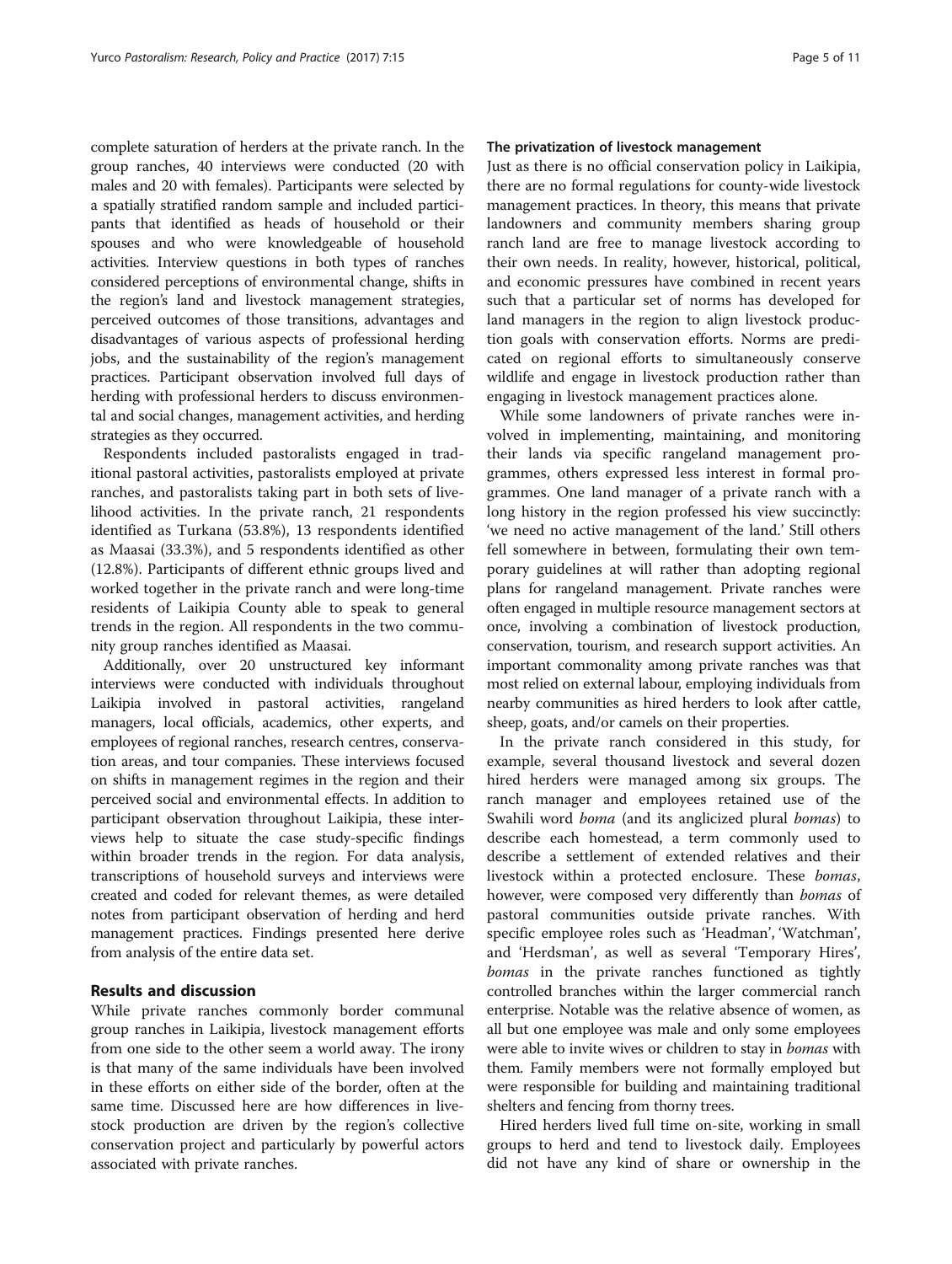complete saturation of herders at the private ranch. In the group ranches, 40 interviews were conducted (20 with males and 20 with females). Participants were selected by a spatially stratified random sample and included participants that identified as heads of household or their spouses and who were knowledgeable of household activities. Interview questions in both types of ranches considered perceptions of environmental change, shifts in the region's land and livestock management strategies, perceived outcomes of those transitions, advantages and disadvantages of various aspects of professional herding jobs, and the sustainability of the region's management practices. Participant observation involved full days of herding with professional herders to discuss environmental and social changes, management activities, and herding strategies as they occurred.

Respondents included pastoralists engaged in traditional pastoral activities, pastoralists employed at private ranches, and pastoralists taking part in both sets of livelihood activities. In the private ranch, 21 respondents identified as Turkana (53.8%), 13 respondents identified as Maasai (33.3%), and 5 respondents identified as other (12.8%). Participants of different ethnic groups lived and worked together in the private ranch and were long-time residents of Laikipia County able to speak to general trends in the region. All respondents in the two community group ranches identified as Maasai.

Additionally, over 20 unstructured key informant interviews were conducted with individuals throughout Laikipia involved in pastoral activities, rangeland managers, local officials, academics, other experts, and employees of regional ranches, research centres, conservation areas, and tour companies. These interviews focused on shifts in management regimes in the region and their perceived social and environmental effects. In addition to participant observation throughout Laikipia, these interviews help to situate the case study-specific findings within broader trends in the region. For data analysis, transcriptions of household surveys and interviews were created and coded for relevant themes, as were detailed notes from participant observation of herding and herd management practices. Findings presented here derive from analysis of the entire data set.

## Results and discussion

While private ranches commonly border communal group ranches in Laikipia, livestock management efforts from one side to the other seem a world away. The irony is that many of the same individuals have been involved in these efforts on either side of the border, often at the same time. Discussed here are how differences in livestock production are driven by the region's collective conservation project and particularly by powerful actors associated with private ranches.

### The privatization of livestock management

Just as there is no official conservation policy in Laikipia, there are no formal regulations for county-wide livestock management practices. In theory, this means that private landowners and community members sharing group ranch land are free to manage livestock according to their own needs. In reality, however, historical, political, and economic pressures have combined in recent years such that a particular set of norms has developed for land managers in the region to align livestock production goals with conservation efforts. Norms are predicated on regional efforts to simultaneously conserve wildlife and engage in livestock production rather than engaging in livestock management practices alone.

While some landowners of private ranches were involved in implementing, maintaining, and monitoring their lands via specific rangeland management programmes, others expressed less interest in formal programmes. One land manager of a private ranch with a long history in the region professed his view succinctly: 'we need no active management of the land.' Still others fell somewhere in between, formulating their own temporary guidelines at will rather than adopting regional plans for rangeland management. Private ranches were often engaged in multiple resource management sectors at once, involving a combination of livestock production, conservation, tourism, and research support activities. An important commonality among private ranches was that most relied on external labour, employing individuals from nearby communities as hired herders to look after cattle, sheep, goats, and/or camels on their properties.

In the private ranch considered in this study, for example, several thousand livestock and several dozen hired herders were managed among six groups. The ranch manager and employees retained use of the Swahili word *boma* (and its anglicized plural *bomas*) to describe each homestead, a term commonly used to describe a settlement of extended relatives and their livestock within a protected enclosure. These *bomas*, however, were composed very differently than *bomas* of pastoral communities outside private ranches. With specific employee roles such as 'Headman', 'Watchman', and 'Herdsman', as well as several 'Temporary Hires', *bomas* in the private ranches functioned as tightly controlled branches within the larger commercial ranch enterprise. Notable was the relative absence of women, as all but one employee was male and only some employees were able to invite wives or children to stay in *bomas* with them. Family members were not formally employed but were responsible for building and maintaining traditional shelters and fencing from thorny trees.

Hired herders lived full time on-site, working in small groups to herd and tend to livestock daily. Employees did not have any kind of share or ownership in the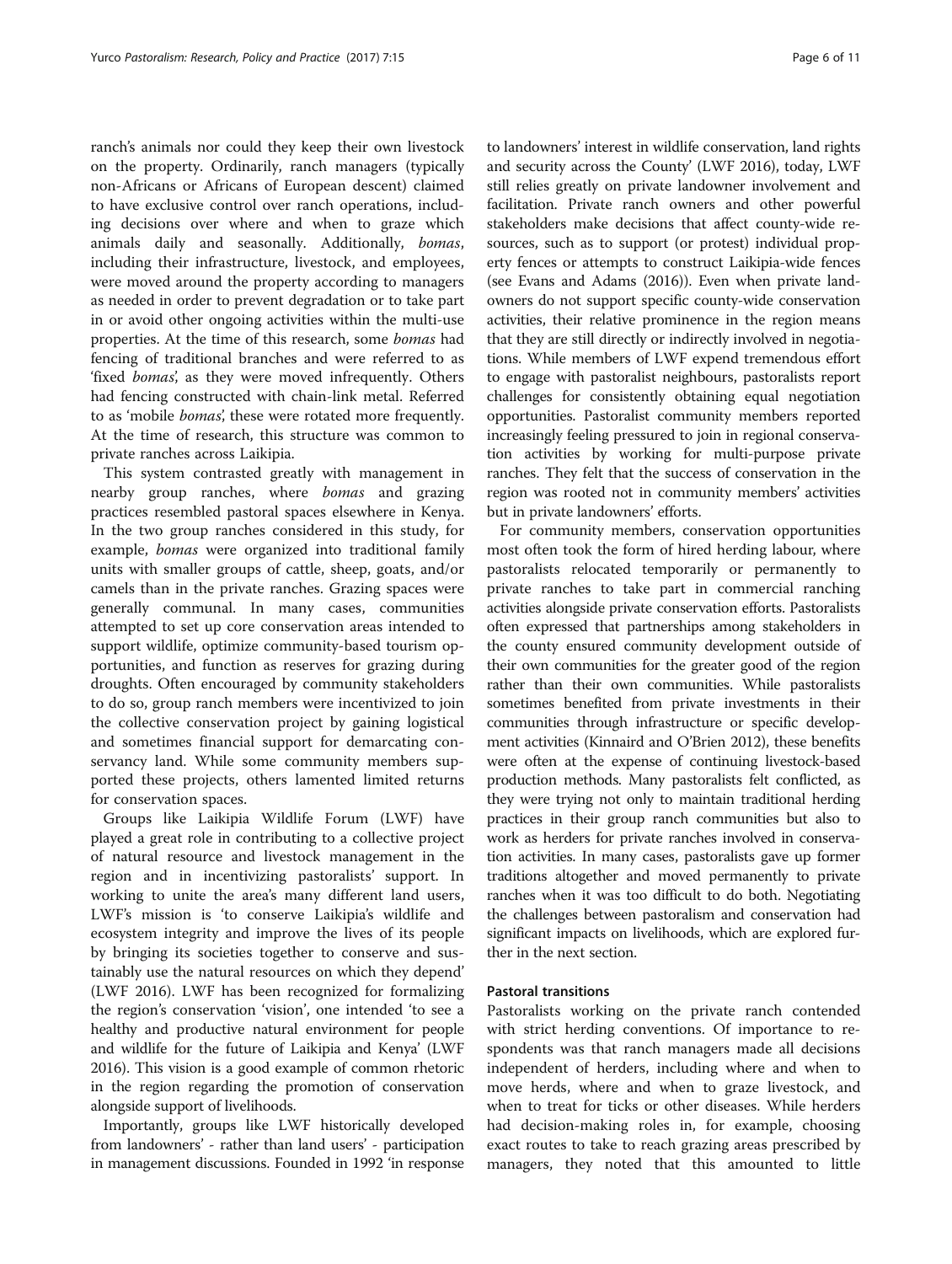ranch's animals nor could they keep their own livestock on the property. Ordinarily, ranch managers (typically non-Africans or Africans of European descent) claimed to have exclusive control over ranch operations, including decisions over where and when to graze which animals daily and seasonally. Additionally, *bomas*, including their infrastructure, livestock, and employees, were moved around the property according to managers as needed in order to prevent degradation or to take part in or avoid other ongoing activities within the multi-use properties. At the time of this research, some *bomas* had fencing of traditional branches and were referred to as 'fixed *bomas*', as they were moved infrequently. Others had fencing constructed with chain-link metal. Referred to as 'mobile *bomas*', these were rotated more frequently. At the time of research, this structure was common to private ranches across Laikipia.

This system contrasted greatly with management in nearby group ranches, where *bomas* and grazing practices resembled pastoral spaces elsewhere in Kenya. In the two group ranches considered in this study, for example, *bomas* were organized into traditional family units with smaller groups of cattle, sheep, goats, and/or camels than in the private ranches. Grazing spaces were generally communal. In many cases, communities attempted to set up core conservation areas intended to support wildlife, optimize community-based tourism opportunities, and function as reserves for grazing during droughts. Often encouraged by community stakeholders to do so, group ranch members were incentivized to join the collective conservation project by gaining logistical and sometimes financial support for demarcating conservancy land. While some community members supported these projects, others lamented limited returns for conservation spaces.

Groups like Laikipia Wildlife Forum (LWF) have played a great role in contributing to a collective project of natural resource and livestock management in the region and in incentivizing pastoralists' support. In working to unite the area's many different land users, LWF's mission is 'to conserve Laikipia's wildlife and ecosystem integrity and improve the lives of its people by bringing its societies together to conserve and sustainably use the natural resources on which they depend' (LWF 2016). LWF has been recognized for formalizing the region's conservation 'vision', one intended 'to see a healthy and productive natural environment for people and wildlife for the future of Laikipia and Kenya' (LWF 2016). This vision is a good example of common rhetoric in the region regarding the promotion of conservation alongside support of livelihoods.

Importantly, groups like LWF historically developed from landowners' - rather than land users' - participation in management discussions. Founded in 1992 'in response to landowners' interest in wildlife conservation, land rights and security across the County' (LWF 2016), today, LWF still relies greatly on private landowner involvement and facilitation. Private ranch owners and other powerful stakeholders make decisions that affect county-wide resources, such as to support (or protest) individual property fences or attempts to construct Laikipia-wide fences (see Evans and Adams (2016)). Even when private landowners do not support specific county-wide conservation activities, their relative prominence in the region means that they are still directly or indirectly involved in negotiations. While members of LWF expend tremendous effort to engage with pastoralist neighbours, pastoralists report challenges for consistently obtaining equal negotiation opportunities. Pastoralist community members reported increasingly feeling pressured to join in regional conservation activities by working for multi-purpose private ranches. They felt that the success of conservation in the region was rooted not in community members' activities but in private landowners' efforts.

For community members, conservation opportunities most often took the form of hired herding labour, where pastoralists relocated temporarily or permanently to private ranches to take part in commercial ranching activities alongside private conservation efforts. Pastoralists often expressed that partnerships among stakeholders in the county ensured community development outside of their own communities for the greater good of the region rather than their own communities. While pastoralists sometimes benefited from private investments in their communities through infrastructure or specific development activities (Kinnaird and O'Brien 2012), these benefits were often at the expense of continuing livestock-based production methods. Many pastoralists felt conflicted, as they were trying not only to maintain traditional herding practices in their group ranch communities but also to work as herders for private ranches involved in conservation activities. In many cases, pastoralists gave up former traditions altogether and moved permanently to private ranches when it was too difficult to do both. Negotiating the challenges between pastoralism and conservation had significant impacts on livelihoods, which are explored further in the next section.

## Pastoral transitions

Pastoralists working on the private ranch contended with strict herding conventions. Of importance to respondents was that ranch managers made all decisions independent of herders, including where and when to move herds, where and when to graze livestock, and when to treat for ticks or other diseases. While herders had decision-making roles in, for example, choosing exact routes to take to reach grazing areas prescribed by managers, they noted that this amounted to little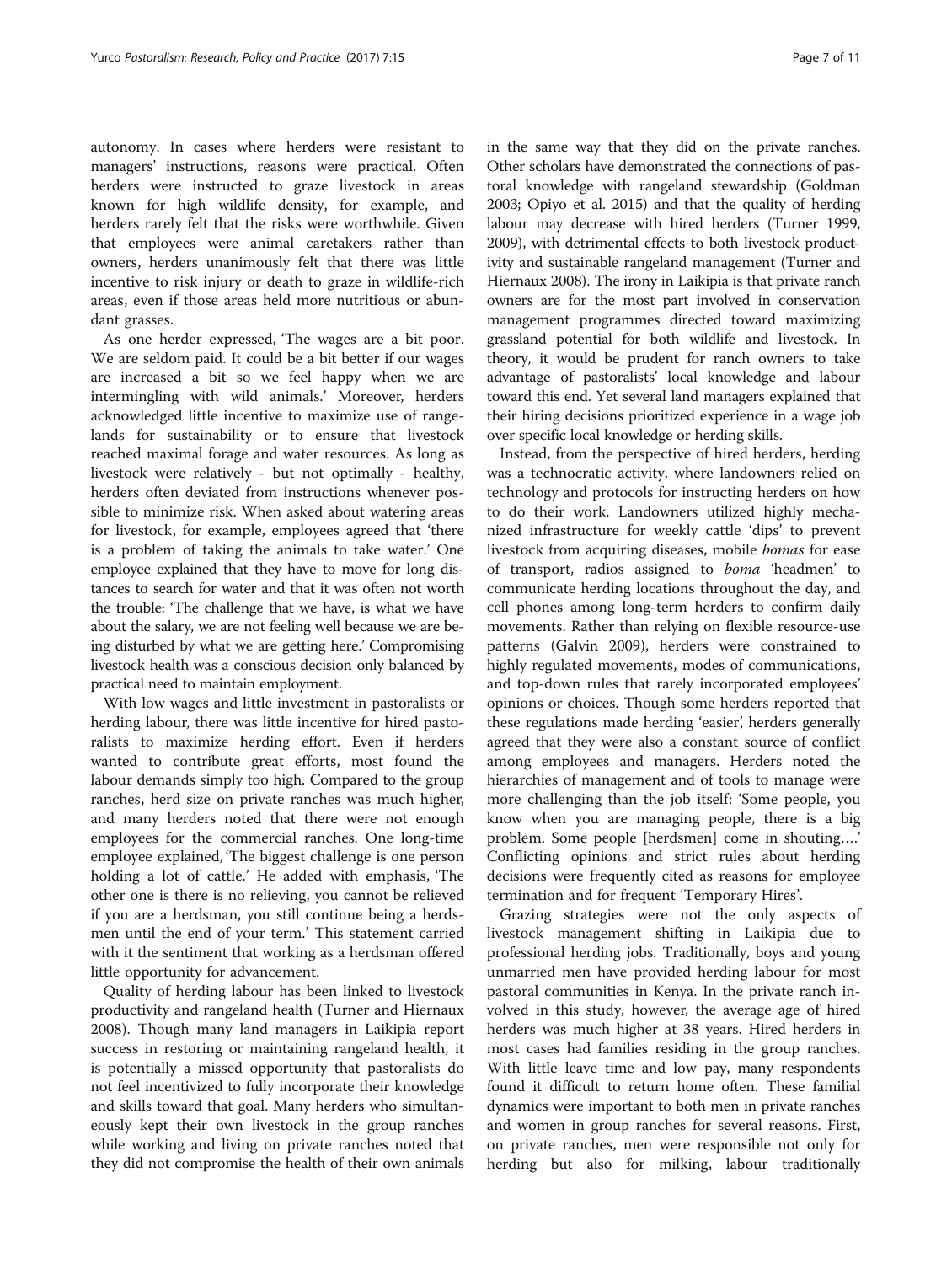autonomy. In cases where herders were resistant to managers' instructions, reasons were practical. Often herders were instructed to graze livestock in areas known for high wildlife density, for example, and herders rarely felt that the risks were worthwhile. Given that employees were animal caretakers rather than owners, herders unanimously felt that there was little incentive to risk injury or death to graze in wildlife-rich areas, even if those areas held more nutritious or abundant grasses.

As one herder expressed, 'The wages are a bit poor. We are seldom paid. It could be a bit better if our wages are increased a bit so we feel happy when we are intermingling with wild animals.' Moreover, herders acknowledged little incentive to maximize use of rangelands for sustainability or to ensure that livestock reached maximal forage and water resources. As long as livestock were relatively - but not optimally - healthy, herders often deviated from instructions whenever possible to minimize risk. When asked about watering areas for livestock, for example, employees agreed that 'there is a problem of taking the animals to take water.' One employee explained that they have to move for long distances to search for water and that it was often not worth the trouble: 'The challenge that we have, is what we have about the salary, we are not feeling well because we are being disturbed by what we are getting here.' Compromising livestock health was a conscious decision only balanced by practical need to maintain employment.

With low wages and little investment in pastoralists or herding labour, there was little incentive for hired pastoralists to maximize herding effort. Even if herders wanted to contribute great efforts, most found the labour demands simply too high. Compared to the group ranches, herd size on private ranches was much higher, and many herders noted that there were not enough employees for the commercial ranches. One long-time employee explained, 'The biggest challenge is one person holding a lot of cattle.' He added with emphasis, 'The other one is there is no relieving, you cannot be relieved if you are a herdsman, you still continue being a herdsmen until the end of your term.' This statement carried with it the sentiment that working as a herdsman offered little opportunity for advancement.

Quality of herding labour has been linked to livestock productivity and rangeland health (Turner and Hiernaux 2008). Though many land managers in Laikipia report success in restoring or maintaining rangeland health, it is potentially a missed opportunity that pastoralists do not feel incentivized to fully incorporate their knowledge and skills toward that goal. Many herders who simultaneously kept their own livestock in the group ranches while working and living on private ranches noted that they did not compromise the health of their own animals in the same way that they did on the private ranches. Other scholars have demonstrated the connections of pastoral knowledge with rangeland stewardship (Goldman 2003; Opiyo et al. 2015) and that the quality of herding labour may decrease with hired herders (Turner 1999, 2009), with detrimental effects to both livestock productivity and sustainable rangeland management (Turner and Hiernaux 2008). The irony in Laikipia is that private ranch owners are for the most part involved in conservation management programmes directed toward maximizing grassland potential for both wildlife and livestock. In theory, it would be prudent for ranch owners to take advantage of pastoralists' local knowledge and labour toward this end. Yet several land managers explained that their hiring decisions prioritized experience in a wage job over specific local knowledge or herding skills.

Instead, from the perspective of hired herders, herding was a technocratic activity, where landowners relied on technology and protocols for instructing herders on how to do their work. Landowners utilized highly mechanized infrastructure for weekly cattle 'dips' to prevent livestock from acquiring diseases, mobile *bomas* for ease of transport, radios assigned to *boma* 'headmen' to communicate herding locations throughout the day, and cell phones among long-term herders to confirm daily movements. Rather than relying on flexible resource-use patterns (Galvin 2009), herders were constrained to highly regulated movements, modes of communications, and top-down rules that rarely incorporated employees' opinions or choices. Though some herders reported that these regulations made herding 'easier', herders generally agreed that they were also a constant source of conflict among employees and managers. Herders noted the hierarchies of management and of tools to manage were more challenging than the job itself: 'Some people, you know when you are managing people, there is a big problem. Some people [herdsmen] come in shouting….' Conflicting opinions and strict rules about herding decisions were frequently cited as reasons for employee termination and for frequent 'Temporary Hires'.

Grazing strategies were not the only aspects of livestock management shifting in Laikipia due to professional herding jobs. Traditionally, boys and young unmarried men have provided herding labour for most pastoral communities in Kenya. In the private ranch involved in this study, however, the average age of hired herders was much higher at 38 years. Hired herders in most cases had families residing in the group ranches. With little leave time and low pay, many respondents found it difficult to return home often. These familial dynamics were important to both men in private ranches and women in group ranches for several reasons. First, on private ranches, men were responsible not only for herding but also for milking, labour traditionally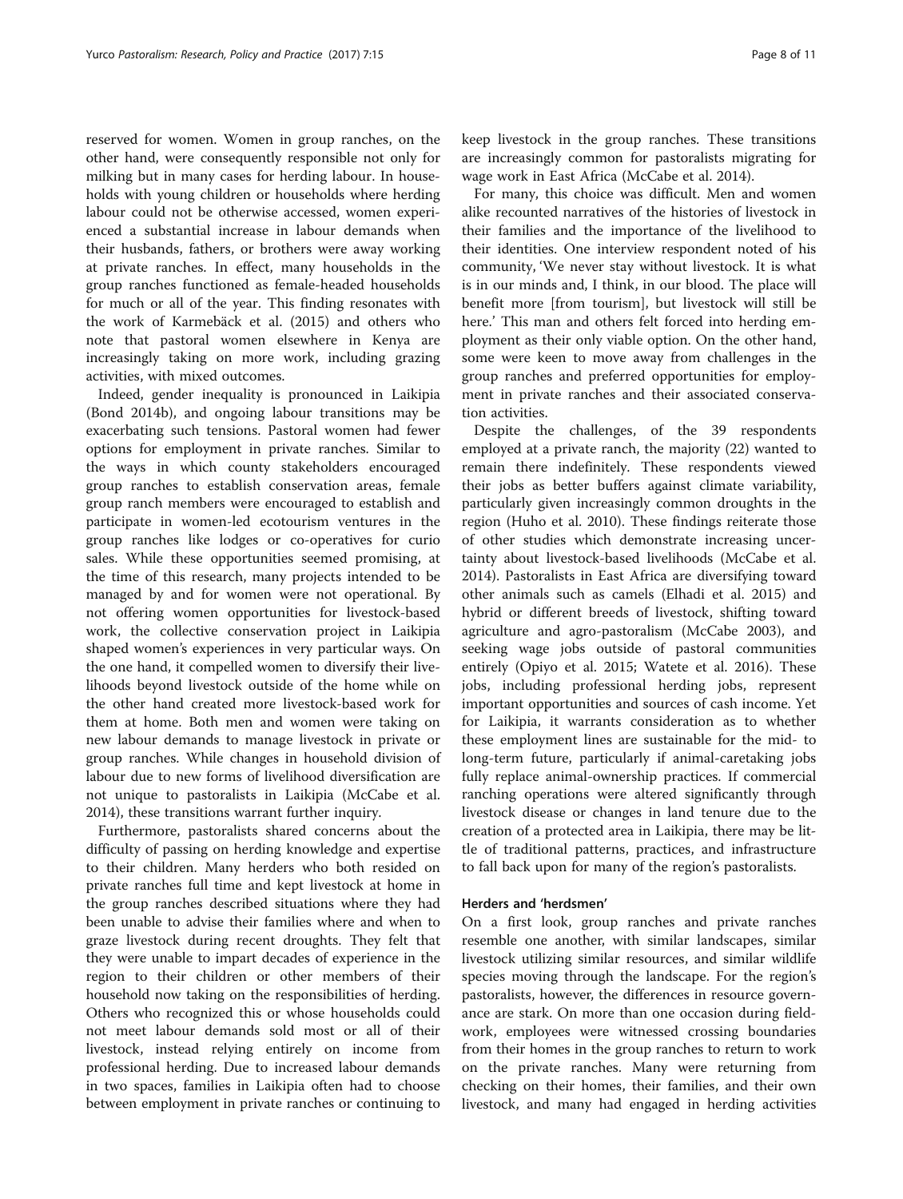reserved for women. Women in group ranches, on the other hand, were consequently responsible not only for milking but in many cases for herding labour. In households with young children or households where herding labour could not be otherwise accessed, women experienced a substantial increase in labour demands when their husbands, fathers, or brothers were away working at private ranches. In effect, many households in the group ranches functioned as female-headed households for much or all of the year. This finding resonates with the work of Karmebäck et al. (2015) and others who note that pastoral women elsewhere in Kenya are increasingly taking on more work, including grazing activities, with mixed outcomes.

Indeed, gender inequality is pronounced in Laikipia (Bond 2014b), and ongoing labour transitions may be exacerbating such tensions. Pastoral women had fewer options for employment in private ranches. Similar to the ways in which county stakeholders encouraged group ranches to establish conservation areas, female group ranch members were encouraged to establish and participate in women-led ecotourism ventures in the group ranches like lodges or co-operatives for curio sales. While these opportunities seemed promising, at the time of this research, many projects intended to be managed by and for women were not operational. By not offering women opportunities for livestock-based work, the collective conservation project in Laikipia shaped women's experiences in very particular ways. On the one hand, it compelled women to diversify their livelihoods beyond livestock outside of the home while on the other hand created more livestock-based work for them at home. Both men and women were taking on new labour demands to manage livestock in private or group ranches. While changes in household division of labour due to new forms of livelihood diversification are not unique to pastoralists in Laikipia (McCabe et al. 2014), these transitions warrant further inquiry.

Furthermore, pastoralists shared concerns about the difficulty of passing on herding knowledge and expertise to their children. Many herders who both resided on private ranches full time and kept livestock at home in the group ranches described situations where they had been unable to advise their families where and when to graze livestock during recent droughts. They felt that they were unable to impart decades of experience in the region to their children or other members of their household now taking on the responsibilities of herding. Others who recognized this or whose households could not meet labour demands sold most or all of their livestock, instead relying entirely on income from professional herding. Due to increased labour demands in two spaces, families in Laikipia often had to choose between employment in private ranches or continuing to keep livestock in the group ranches. These transitions are increasingly common for pastoralists migrating for wage work in East Africa (McCabe et al. 2014).

For many, this choice was difficult. Men and women alike recounted narratives of the histories of livestock in their families and the importance of the livelihood to their identities. One interview respondent noted of his community, 'We never stay without livestock. It is what is in our minds and, I think, in our blood. The place will benefit more [from tourism], but livestock will still be here.' This man and others felt forced into herding employment as their only viable option. On the other hand, some were keen to move away from challenges in the group ranches and preferred opportunities for employment in private ranches and their associated conservation activities.

Despite the challenges, of the 39 respondents employed at a private ranch, the majority (22) wanted to remain there indefinitely. These respondents viewed their jobs as better buffers against climate variability, particularly given increasingly common droughts in the region (Huho et al. 2010). These findings reiterate those of other studies which demonstrate increasing uncertainty about livestock-based livelihoods (McCabe et al. 2014). Pastoralists in East Africa are diversifying toward other animals such as camels (Elhadi et al. 2015) and hybrid or different breeds of livestock, shifting toward agriculture and agro-pastoralism (McCabe 2003), and seeking wage jobs outside of pastoral communities entirely (Opiyo et al. 2015; Watete et al. 2016). These jobs, including professional herding jobs, represent important opportunities and sources of cash income. Yet for Laikipia, it warrants consideration as to whether these employment lines are sustainable for the mid- to long-term future, particularly if animal-caretaking jobs fully replace animal-ownership practices. If commercial ranching operations were altered significantly through livestock disease or changes in land tenure due to the creation of a protected area in Laikipia, there may be little of traditional patterns, practices, and infrastructure to fall back upon for many of the region's pastoralists.

## Herders and 'herdsmen'

On a first look, group ranches and private ranches resemble one another, with similar landscapes, similar livestock utilizing similar resources, and similar wildlife species moving through the landscape. For the region's pastoralists, however, the differences in resource governance are stark. On more than one occasion during fieldwork, employees were witnessed crossing boundaries from their homes in the group ranches to return to work on the private ranches. Many were returning from checking on their homes, their families, and their own livestock, and many had engaged in herding activities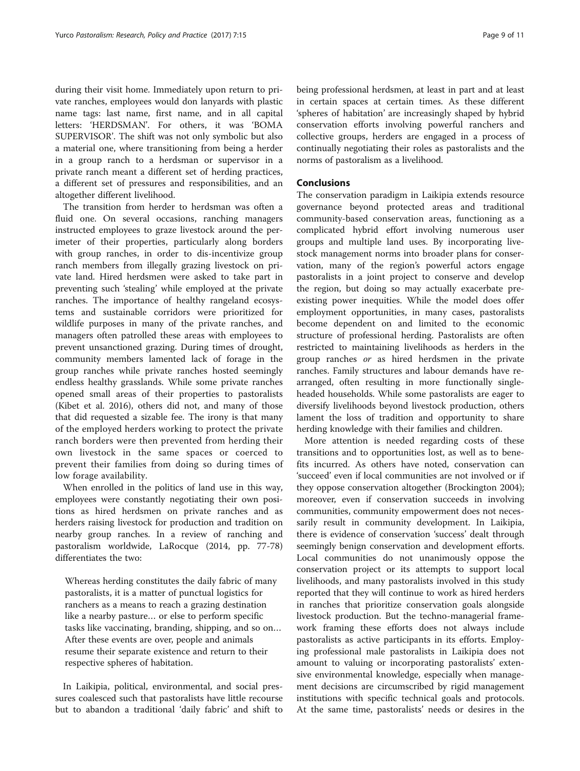during their visit home. Immediately upon return to private ranches, employees would don lanyards with plastic name tags: last name, first name, and in all capital letters: 'HERDSMAN'. For others, it was 'BOMA SUPERVISOR'. The shift was not only symbolic but also a material one, where transitioning from being a herder in a group ranch to a herdsman or supervisor in a private ranch meant a different set of herding practices, a different set of pressures and responsibilities, and an altogether different livelihood.

The transition from herder to herdsman was often a fluid one. On several occasions, ranching managers instructed employees to graze livestock around the perimeter of their properties, particularly along borders with group ranches, in order to dis-incentivize group ranch members from illegally grazing livestock on private land. Hired herdsmen were asked to take part in preventing such 'stealing' while employed at the private ranches. The importance of healthy rangeland ecosystems and sustainable corridors were prioritized for wildlife purposes in many of the private ranches, and managers often patrolled these areas with employees to prevent unsanctioned grazing. During times of drought, community members lamented lack of forage in the group ranches while private ranches hosted seemingly endless healthy grasslands. While some private ranches opened small areas of their properties to pastoralists (Kibet et al. 2016), others did not, and many of those that did requested a sizable fee. The irony is that many of the employed herders working to protect the private ranch borders were then prevented from herding their own livestock in the same spaces or coerced to prevent their families from doing so during times of low forage availability.

When enrolled in the politics of land use in this way, employees were constantly negotiating their own positions as hired herdsmen on private ranches and as herders raising livestock for production and tradition on nearby group ranches. In a review of ranching and pastoralism worldwide, LaRocque (2014, pp. 77-78) differentiates the two:

> Whereas herding constitutes the daily fabric of many pastoralists, it is a matter of punctual logistics for ranchers as a means to reach a grazing destination like a nearby pasture… or else to perform specific tasks like vaccinating, branding, shipping, and so on… After these events are over, people and animals resume their separate existence and return to their respective spheres of habitation.

In Laikipia, political, environmental, and social pressures coalesced such that pastoralists have little recourse but to abandon a traditional 'daily fabric' and shift to being professional herdsmen, at least in part and at least in certain spaces at certain times. As these different 'spheres of habitation' are increasingly shaped by hybrid conservation efforts involving powerful ranchers and collective groups, herders are engaged in a process of continually negotiating their roles as pastoralists and the norms of pastoralism as a livelihood.

## Conclusions

The conservation paradigm in Laikipia extends resource governance beyond protected areas and traditional community-based conservation areas, functioning as a complicated hybrid effort involving numerous user groups and multiple land uses. By incorporating livestock management norms into broader plans for conservation, many of the region's powerful actors engage pastoralists in a joint project to conserve and develop the region, but doing so may actually exacerbate preexisting power inequities. While the model does offer employment opportunities, in many cases, pastoralists become dependent on and limited to the economic structure of professional herding. Pastoralists are often restricted to maintaining livelihoods as herders in the group ranches *or* as hired herdsmen in the private ranches. Family structures and labour demands have rearranged, often resulting in more functionally single-headed households. While some pastoralists are eager to diversify livelihoods beyond livestock production, others lament the loss of tradition and opportunity to share herding knowledge with their families and children.

More attention is needed regarding costs of these transitions and to opportunities lost, as well as to benefits incurred. As others have noted, conservation can 'succeed' even if local communities are not involved or if they oppose conservation altogether (Brockington 2004); moreover, even if conservation succeeds in involving communities, community empowerment does not necessarily result in community development. In Laikipia, there is evidence of conservation 'success' dealt through seemingly benign conservation and development efforts. Local communities do not unanimously oppose the conservation project or its attempts to support local livelihoods, and many pastoralists involved in this study reported that they will continue to work as hired herders in ranches that prioritize conservation goals alongside livestock production. But the techno-managerial framework framing these efforts does not always include pastoralists as active participants in its efforts. Employing professional male pastoralists in Laikipia does not amount to valuing or incorporating pastoralists' extensive environmental knowledge, especially when management decisions are circumscribed by rigid management institutions with specific technical goals and protocols. At the same time, pastoralists' needs or desires in the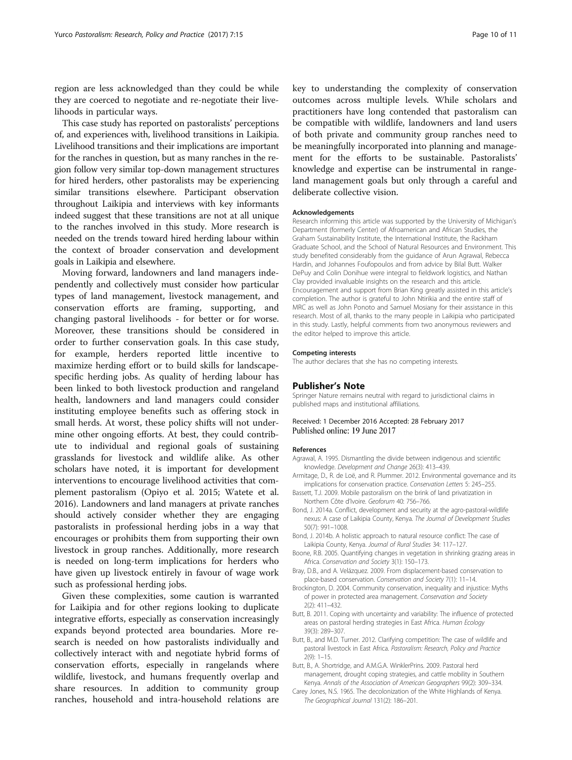region are less acknowledged than they could be while they are coerced to negotiate and re-negotiate their livelihoods in particular ways.

This case study has reported on pastoralists' perceptions of, and experiences with, livelihood transitions in Laikipia. Livelihood transitions and their implications are important for the ranches in question, but as many ranches in the region follow very similar top-down management structures for hired herders, other pastoralists may be experiencing similar transitions elsewhere. Participant observation throughout Laikipia and interviews with key informants indeed suggest that these transitions are not at all unique to the ranches involved in this study. More research is needed on the trends toward hired herding labour within the context of broader conservation and development goals in Laikipia and elsewhere.

Moving forward, landowners and land managers independently and collectively must consider how particular types of land management, livestock management, and conservation efforts are framing, supporting, and changing pastoral livelihoods - for better or for worse. Moreover, these transitions should be considered in order to further conservation goals. In this case study, for example, herders reported little incentive to maximize herding effort or to build skills for landscape-specific herding jobs. As quality of herding labour has been linked to both livestock production and rangeland health, landowners and land managers could consider instituting employee benefits such as offering stock in small herds. At worst, these policy shifts will not undermine other ongoing efforts. At best, they could contribute to individual and regional goals of sustaining grasslands for livestock and wildlife alike. As other scholars have noted, it is important for development interventions to encourage livelihood activities that complement pastoralism (Opiyo et al. 2015; Watete et al. 2016). Landowners and land managers at private ranches should actively consider whether they are engaging pastoralists in professional herding jobs in a way that encourages or prohibits them from supporting their own livestock in group ranches. Additionally, more research is needed on long-term implications for herders who have given up livestock entirely in favour of wage work such as professional herding jobs.

Given these complexities, some caution is warranted for Laikipia and for other regions looking to duplicate integrative efforts, especially as conservation increasingly expands beyond protected area boundaries. More research is needed on how pastoralists individually and collectively interact with and negotiate hybrid forms of conservation efforts, especially in rangelands where wildlife, livestock, and humans frequently overlap and share resources. In addition to community group ranches, household and intra-household relations are key to understanding the complexity of conservation outcomes across multiple levels. While scholars and practitioners have long contended that pastoralism can be compatible with wildlife, landowners and land users of both private and community group ranches need to be meaningfully incorporated into planning and management for the efforts to be sustainable. Pastoralists' knowledge and expertise can be instrumental in rangeland management goals but only through a careful and deliberate collective vision.

#### Acknowledgements

Research informing this article was supported by the University of Michigan's Department (formerly Center) of Afroamerican and African Studies, the Graham Sustainability Institute, the International Institute, the Rackham Graduate School, and the School of Natural Resources and Environment. This study benefited considerably from the guidance of Arun Agrawal, Rebecca Hardin, and Johannes Foufopoulos and from advice by Bilal Butt. Walker DePuy and Colin Donihue were integral to fieldwork logistics, and Nathan Clay provided invaluable insights on the research and this article. Encouragement and support from Brian King greatly assisted in this article's completion. The author is grateful to John Ntirikia and the entire staff of MRC as well as John Ponoto and Samuel Mosiany for their assistance in this research. Most of all, thanks to the many people in Laikipia who participated in this study. Lastly, helpful comments from two anonymous reviewers and the editor helped to improve this article.

#### Competing interests

The author declares that she has no competing interests.

### Publisher's Note

Springer Nature remains neutral with regard to jurisdictional claims in published maps and institutional affiliations.

Received: 1 December 2016 Accepted: 28 February 2017
Published online: 19 June 2017

#### References

Agrawal, A. 1995. Dismantling the divide between indigenous and scientific knowledge. *Development and Change* 26(3): 413–439.

Armitage, D., R. de Loë, and R. Plummer. 2012. Environmental governance and its implications for conservation practice. *Conservation Letters* 5: 245–255.

Bassett, T.J. 2009. Mobile pastoralism on the brink of land privatization in Northern Côte d'Ivoire. *Geoforum* 40: 756–766.

Bond, J. 2014a. Conflict, development and security at the agro-pastoral-wildlife nexus: A case of Laikipia County, Kenya. *The Journal of Development Studies* 50(7): 991–1008.

Bond, J. 2014b. A holistic approach to natural resource conflict: The case of Laikipia County, Kenya. *Journal of Rural Studies* 34: 117–127.

Boone, R.B. 2005. Quantifying changes in vegetation in shrinking grazing areas in Africa. *Conservation and Society* 3(1): 150–173.

Bray, D.B., and A. Velázquez. 2009. From displacement-based conservation to place-based conservation. *Conservation and Society* 7(1): 11–14.

Brockington, D. 2004. Community conservation, inequality and injustice: Myths of power in protected area management. *Conservation and Society* 2(2): 411–432.

Butt, B. 2011. Coping with uncertainty and variability: The influence of protected areas on pastoral herding strategies in East Africa. *Human Ecology* 39(3): 289–307.

Butt, B., and M.D. Turner. 2012. Clarifying competition: The case of wildlife and pastoral livestock in East Africa. *Pastoralism: Research, Policy and Practice* 2(9): 1–15.

Butt, B., A. Shortridge, and A.M.G.A. WinklerPrins. 2009. Pastoral herd management, drought coping strategies, and cattle mobility in Southern Kenya. *Annals of the Association of American Geographers* 99(2): 309–334.

Carey Jones, N.S. 1965. The decolonization of the White Highlands of Kenya. *The Geographical Journal* 131(2): 186–201.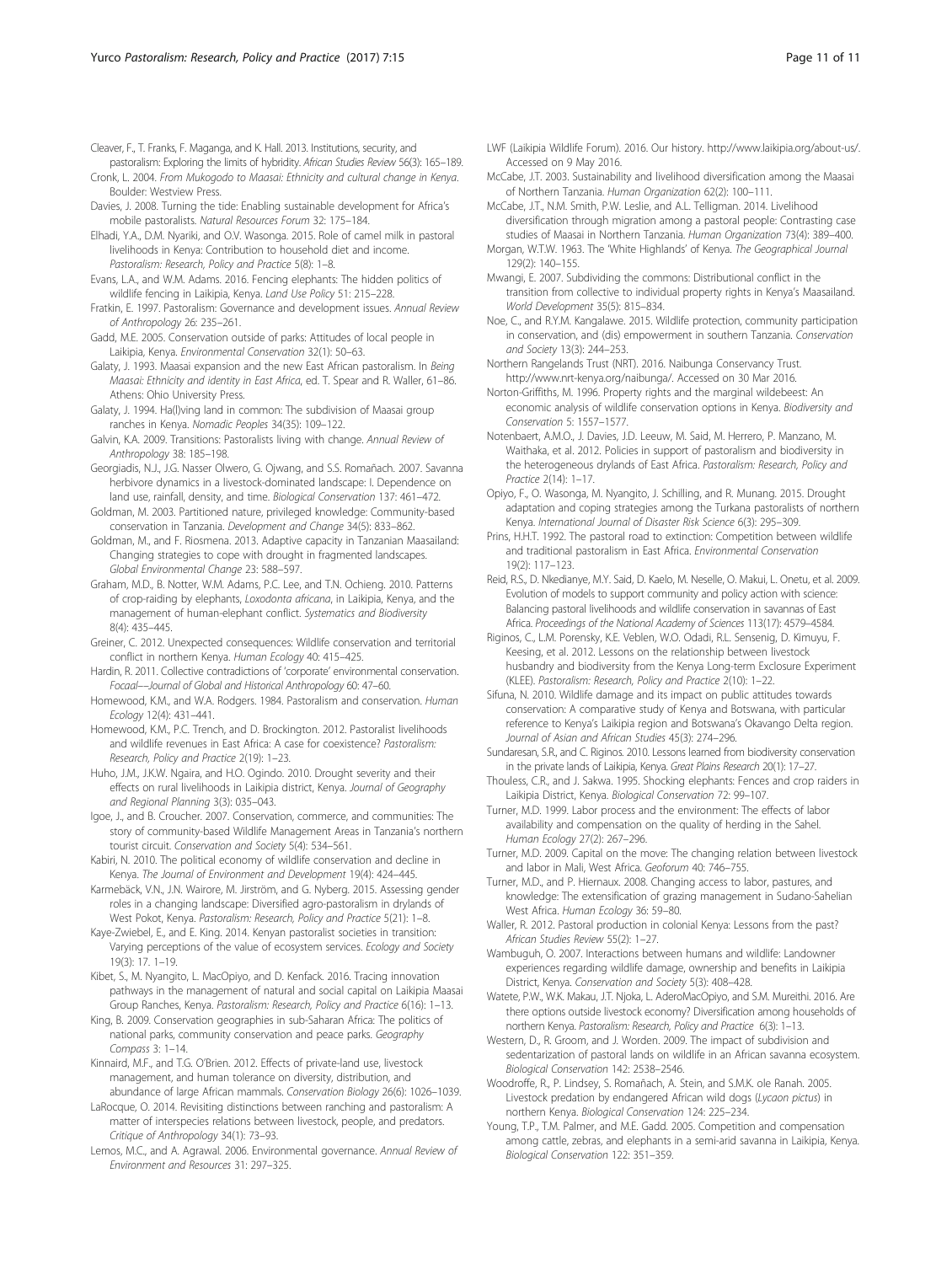Cleaver, F., T. Franks, F. Maganga, and K. Hall. 2013. Institutions, security, and pastoralism: Exploring the limits of hybridity. *African Studies Review* 56(3): 165–189.

Cronk, L. 2004. *From Mukogodo to Maasai: Ethnicity and cultural change in Kenya*. Boulder: Westview Press.

Davies, J. 2008. Turning the tide: Enabling sustainable development for Africa's mobile pastoralists. *Natural Resources Forum* 32: 175–184.

Elhadi, Y.A., D.M. Nyariki, and O.V. Wasonga. 2015. Role of camel milk in pastoral livelihoods in Kenya: Contribution to household diet and income. *Pastoralism: Research, Policy and Practice* 5(8): 1–8.

Evans, L.A., and W.M. Adams. 2016. Fencing elephants: The hidden politics of wildlife fencing in Laikipia, Kenya. *Land Use Policy* 51: 215–228.

Fratkin, E. 1997. Pastoralism: Governance and development issues. *Annual Review of Anthropology* 26: 235–261.

Gadd, M.E. 2005. Conservation outside of parks: Attitudes of local people in Laikipia, Kenya. *Environmental Conservation* 32(1): 50–63.

Galaty, J. 1993. Maasai expansion and the new East African pastoralism. In *Being Maasai: Ethnicity and identity in East Africa*, ed. T. Spear and R. Waller, 61–86. Athens: Ohio University Press.

Galaty, J. 1994. Ha(l)ving land in common: The subdivision of Maasai group ranches in Kenya. *Nomadic Peoples* 34(35): 109–122.

Galvin, K.A. 2009. Transitions: Pastoralists living with change. *Annual Review of Anthropology* 38: 185–198.

Georgiadis, N.J., J.G. Nasser Olwero, G. Ojwang, and S.S. Romañach. 2007. Savanna herbivore dynamics in a livestock-dominated landscape: I. Dependence on land use, rainfall, density, and time. *Biological Conservation* 137: 461–472.

Goldman, M. 2003. Partitioned nature, privileged knowledge: Community-based conservation in Tanzania. *Development and Change* 34(5): 833–862.

Goldman, M., and F. Riosmena. 2013. Adaptive capacity in Tanzanian Maasailand: Changing strategies to cope with drought in fragmented landscapes. *Global Environmental Change* 23: 588–597.

Graham, M.D., B. Notter, W.M. Adams, P.C. Lee, and T.N. Ochieng. 2010. Patterns of crop-raiding by elephants, *Loxodonta africana*, in Laikipia, Kenya, and the management of human-elephant conflict. *Systematics and Biodiversity* 8(4): 435–445.

Greiner, C. 2012. Unexpected consequences: Wildlife conservation and territorial conflict in northern Kenya. *Human Ecology* 40: 415–425.

Hardin, R. 2011. Collective contradictions of 'corporate' environmental conservation. *Focaal—Journal of Global and Historical Anthropology* 60: 47–60.

Homewood, K.M., and W.A. Rodgers. 1984. Pastoralism and conservation. *Human Ecology* 12(4): 431–441.

Homewood, K.M., P.C. Trench, and D. Brockington. 2012. Pastoralist livelihoods and wildlife revenues in East Africa: A case for coexistence? *Pastoralism: Research, Policy and Practice* 2(19): 1–23.

Huho, J.M., J.K.W. Ngaira, and H.O. Ogindo. 2010. Drought severity and their effects on rural livelihoods in Laikipia district, Kenya. *Journal of Geography and Regional Planning* 3(3): 035–043.

Igoe, J., and B. Croucher. 2007. Conservation, commerce, and communities: The story of community-based Wildlife Management Areas in Tanzania's northern tourist circuit. *Conservation and Society* 5(4): 534–561.

Kabiri, N. 2010. The political economy of wildlife conservation and decline in Kenya. *The Journal of Environment and Development* 19(4): 424–445.

Karmebäck, V.N., J.N. Wairore, M. Jirström, and G. Nyberg. 2015. Assessing gender roles in a changing landscape: Diversified agro-pastoralism in drylands of West Pokot, Kenya. *Pastoralism: Research, Policy and Practice* 5(21): 1–8.

Kaye-Zwiebel, E., and E. King. 2014. Kenyan pastoralist societies in transition: Varying perceptions of the value of ecosystem services. *Ecology and Society* 19(3): 17. 1–19.

Kibet, S., M. Nyangito, L. MacOpiyo, and D. Kenfack. 2016. Tracing innovation pathways in the management of natural and social capital on Laikipia Maasai Group Ranches, Kenya. *Pastoralism: Research, Policy and Practice* 6(16): 1–13.

King, B. 2009. Conservation geographies in sub-Saharan Africa: The politics of national parks, community conservation and peace parks. *Geography Compass* 3: 1–14.

Kinnaird, M.F., and T.G. O'Brien. 2012. Effects of private-land use, livestock management, and human tolerance on diversity, distribution, and abundance of large African mammals. *Conservation Biology* 26(6): 1026–1039.

LaRocque, O. 2014. Revisiting distinctions between ranching and pastoralism: A matter of interspecies relations between livestock, people, and predators. *Critique of Anthropology* 34(1): 73–93.

Lemos, M.C., and A. Agrawal. 2006. Environmental governance. *Annual Review of Environment and Resources* 31: 297–325.

LWF (Laikipia Wildlife Forum). 2016. Our history. http://www.laikipia.org/about-us/. Accessed on 9 May 2016.

McCabe, J.T. 2003. Sustainability and livelihood diversification among the Maasai of Northern Tanzania. *Human Organization* 62(2): 100–111.

McCabe, J.T., N.M. Smith, P.W. Leslie, and A.L. Telligman. 2014. Livelihood diversification through migration among a pastoral people: Contrasting case studies of Maasai in Northern Tanzania. *Human Organization* 73(4): 389–400.

Morgan, W.T.W. 1963. The 'White Highlands' of Kenya. *The Geographical Journal* 129(2): 140–155.

Mwangi, E. 2007. Subdividing the commons: Distributional conflict in the transition from collective to individual property rights in Kenya's Maasailand. *World Development* 35(5): 815–834.

Noe, C., and R.Y.M. Kangalawe. 2015. Wildlife protection, community participation in conservation, and (dis) empowerment in southern Tanzania. *Conservation and Society* 13(3): 244–253.

Northern Rangelands Trust (NRT). 2016. Naibunga Conservancy Trust. http://www.nrt-kenya.org/naibunga/. Accessed on 30 Mar 2016.

Norton-Griffiths, M. 1996. Property rights and the marginal wildebeest: An economic analysis of wildlife conservation options in Kenya. *Biodiversity and Conservation* 5: 1557–1577.

Notenbaert, A.M.O., J. Davies, J.D. Leeuw, M. Said, M. Herrero, P. Manzano, M. Waithaka, et al. 2012. Policies in support of pastoralism and biodiversity in the heterogeneous drylands of East Africa. *Pastoralism: Research, Policy and Practice* 2(14): 1–17.

Opiyo, F., O. Wasonga, M. Nyangito, J. Schilling, and R. Munang. 2015. Drought adaptation and coping strategies among the Turkana pastoralists of northern Kenya. *International Journal of Disaster Risk Science* 6(3): 295–309.

Prins, H.H.T. 1992. The pastoral road to extinction: Competition between wildlife and traditional pastoralism in East Africa. *Environmental Conservation* 19(2): 117–123.

Reid, R.S., D. Nkedianye, M.Y. Said, D. Kaelo, M. Neselle, O. Makui, L. Onetu, et al. 2009. Evolution of models to support community and policy action with science: Balancing pastoral livelihoods and wildlife conservation in savannas of East Africa. *Proceedings of the National Academy of Sciences* 113(17): 4579–4584.

Riginos, C., L.M. Porensky, K.E. Veblen, W.O. Odadi, R.L. Sensenig, D. Kimuyu, F. Keesing, et al. 2012. Lessons on the relationship between livestock husbandry and biodiversity from the Kenya Long-term Exclosure Experiment (KLEE). *Pastoralism: Research, Policy and Practice* 2(10): 1–22.

Sifuna, N. 2010. Wildlife damage and its impact on public attitudes towards conservation: A comparative study of Kenya and Botswana, with particular reference to Kenya's Laikipia region and Botswana's Okavango Delta region. *Journal of Asian and African Studies* 45(3): 274–296.

Sundaresan, S.R., and C. Riginos. 2010. Lessons learned from biodiversity conservation in the private lands of Laikipia, Kenya. *Great Plains Research* 20(1): 17–27.

Thouless, C.R., and J. Sakwa. 1995. Shocking elephants: Fences and crop raiders in Laikipia District, Kenya. *Biological Conservation* 72: 99–107.

Turner, M.D. 1999. Labor process and the environment: The effects of labor availability and compensation on the quality of herding in the Sahel. *Human Ecology* 27(2): 267–296.

Turner, M.D. 2009. Capital on the move: The changing relation between livestock and labor in Mali, West Africa. *Geoforum* 40: 746–755.

Turner, M.D., and P. Hiernaux. 2008. Changing access to labor, pastures, and knowledge: The extensification of grazing management in Sudano-Sahelian West Africa. *Human Ecology* 36: 59–80.

Waller, R. 2012. Pastoral production in colonial Kenya: Lessons from the past? *African Studies Review* 55(2): 1–27.

Wambuguh, O. 2007. Interactions between humans and wildlife: Landowner experiences regarding wildlife damage, ownership and benefits in Laikipia District, Kenya. *Conservation and Society* 5(3): 408–428.

Watete, P.W., W.K. Makau, J.T. Njoka, L. AderoMacOpiyo, and S.M. Mureithi. 2016. Are there options outside livestock economy? Diversification among households of northern Kenya. *Pastoralism: Research, Policy and Practice* 6(3): 1–13.

Western, D., R. Groom, and J. Worden. 2009. The impact of subdivision and sedentarization of pastoral lands on wildlife in an African savanna ecosystem. *Biological Conservation* 142: 2538–2546.

Woodroffe, R., P. Lindsey, S. Romañach, A. Stein, and S.M.K. ole Ranah. 2005. Livestock predation by endangered African wild dogs (*Lycaon pictus*) in northern Kenya. *Biological Conservation* 124: 225–234.

Young, T.P., T.M. Palmer, and M.E. Gadd. 2005. Competition and compensation among cattle, zebras, and elephants in a semi-arid savanna in Laikipia, Kenya. *Biological Conservation* 122: 351–359.